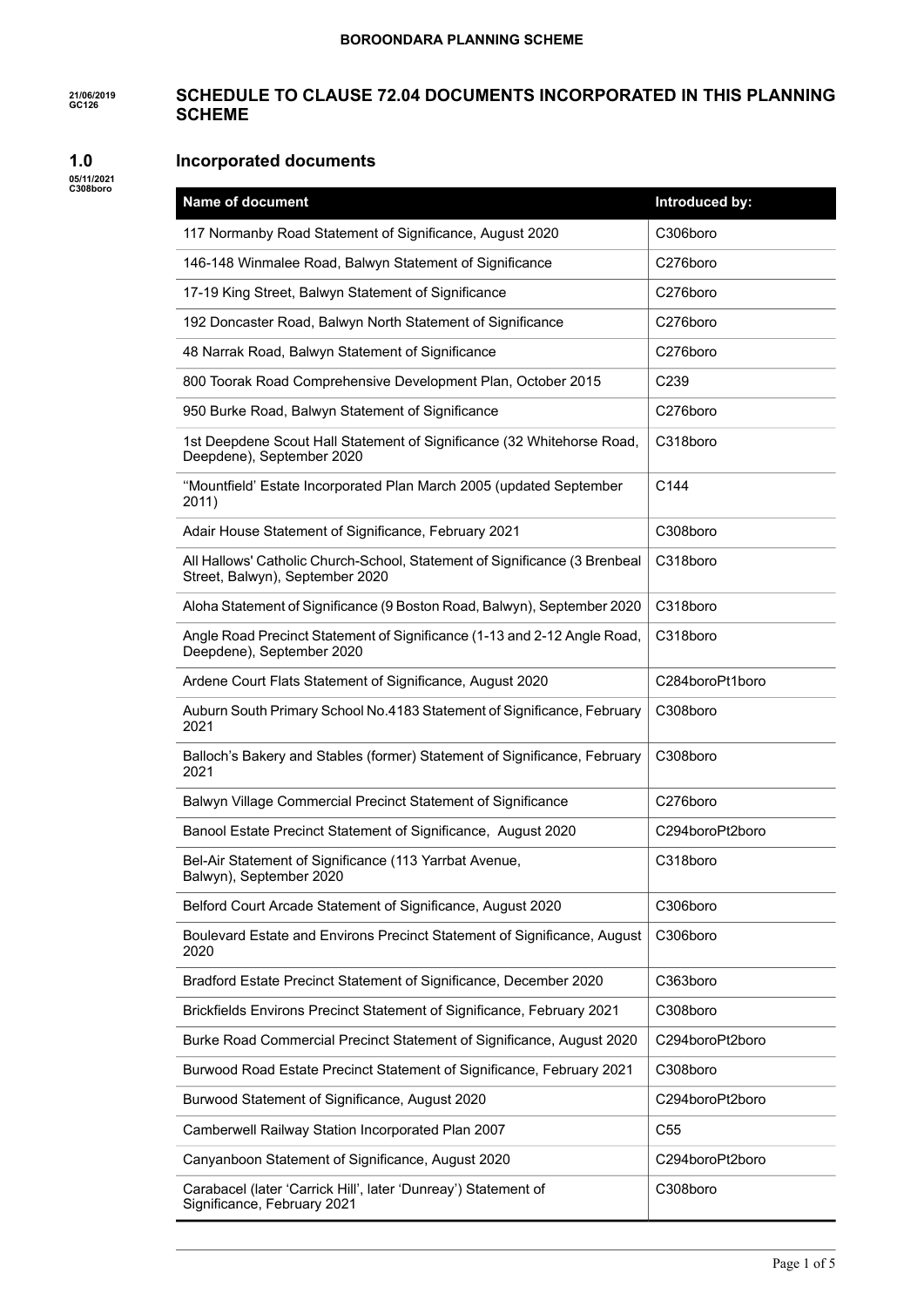21/06/2019
GC126

# SCHEDULE TO CLAUSE 72.04 DOCUMENTS INCORPORATED IN THIS PLANNING SCHEME

05/11/2021
C308boro

## 1.0 Incorporated documents

| Name of document | Introduced by: |
|---|---|
| 117 Normanby Road Statement of Significance, August 2020 | C306boro |
| 146-148 Winmalee Road, Balwyn Statement of Significance | C276boro |
| 17-19 King Street, Balwyn Statement of Significance | C276boro |
| 192 Doncaster Road, Balwyn North Statement of Significance | C276boro |
| 48 Narrak Road, Balwyn Statement of Significance | C276boro |
| 800 Toorak Road Comprehensive Development Plan, October 2015 | C239 |
| 950 Burke Road, Balwyn Statement of Significance | C276boro |
| 1st Deepdene Scout Hall Statement of Significance (32 Whitehorse Road, Deepdene), September 2020 | C318boro |
| ''Mountfield' Estate Incorporated Plan March 2005 (updated September 2011) | C144 |
| Adair House Statement of Significance, February 2021 | C308boro |
| All Hallows' Catholic Church-School, Statement of Significance (3 Brenbeal Street, Balwyn), September 2020 | C318boro |
| Aloha Statement of Significance (9 Boston Road, Balwyn), September 2020 | C318boro |
| Angle Road Precinct Statement of Significance (1-13 and 2-12 Angle Road, Deepdene), September 2020 | C318boro |
| Ardene Court Flats Statement of Significance, August 2020 | C284boroPt1boro |
| Auburn South Primary School No.4183 Statement of Significance, February 2021 | C308boro |
| Balloch's Bakery and Stables (former) Statement of Significance, February 2021 | C308boro |
| Balwyn Village Commercial Precinct Statement of Significance | C276boro |
| Banool Estate Precinct Statement of Significance, August 2020 | C294boroPt2boro |
| Bel-Air Statement of Significance (113 Yarrbat Avenue, Balwyn), September 2020 | C318boro |
| Belford Court Arcade Statement of Significance, August 2020 | C306boro |
| Boulevard Estate and Environs Precinct Statement of Significance, August 2020 | C306boro |
| Bradford Estate Precinct Statement of Significance, December 2020 | C363boro |
| Brickfields Environs Precinct Statement of Significance, February 2021 | C308boro |
| Burke Road Commercial Precinct Statement of Significance, August 2020 | C294boroPt2boro |
| Burwood Road Estate Precinct Statement of Significance, February 2021 | C308boro |
| Burwood Statement of Significance, August 2020 | C294boroPt2boro |
| Camberwell Railway Station Incorporated Plan 2007 | C55 |
| Canyanboon Statement of Significance, August 2020 | C294boroPt2boro |
| Carabacel (later 'Carrick Hill', later 'Dunreay') Statement of Significance, February 2021 | C308boro |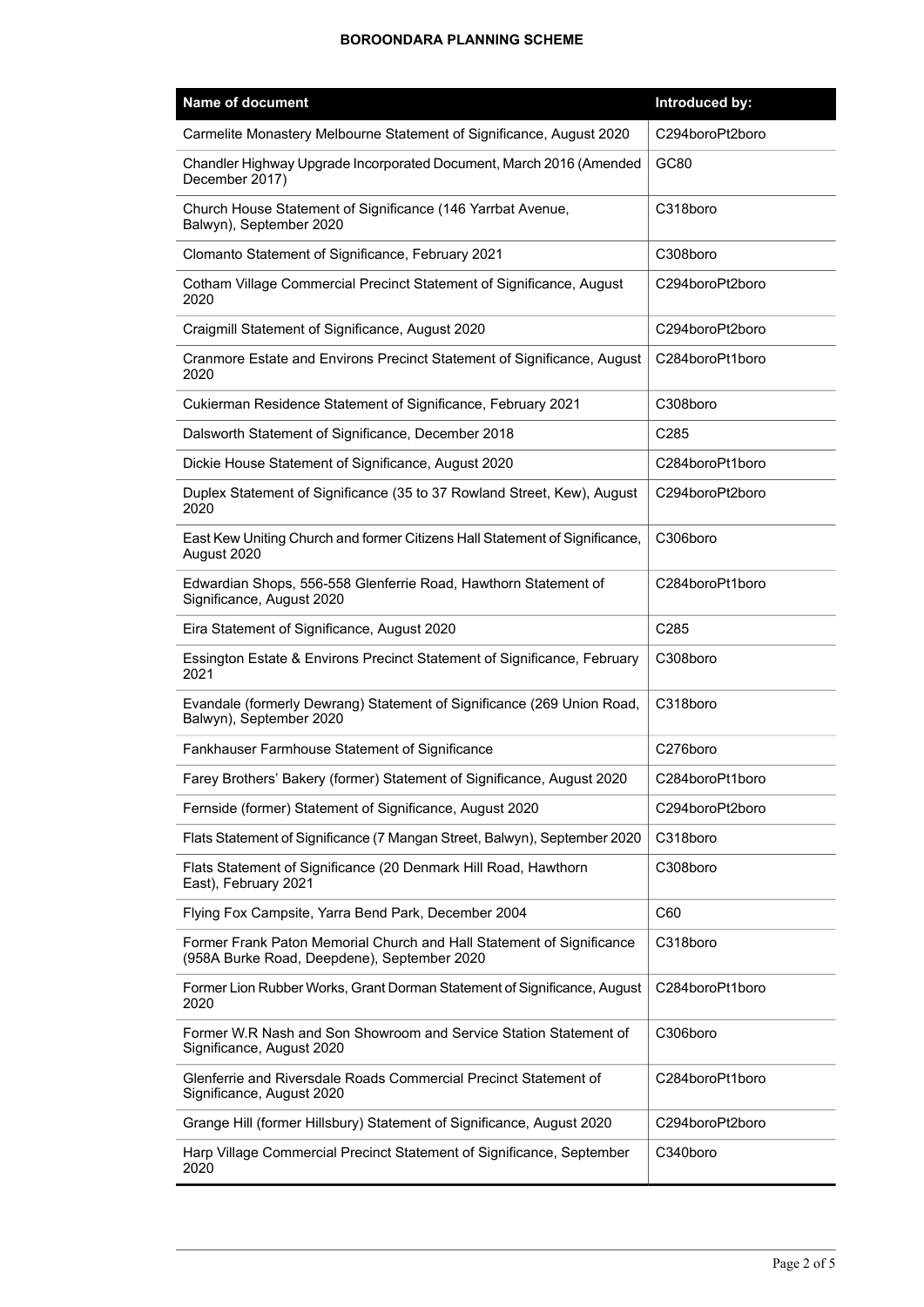| Name of document | Introduced by: |
| --- | --- |
| Carmelite Monastery Melbourne Statement of Significance, August 2020 | C294boroPt2boro |
| Chandler Highway Upgrade Incorporated Document, March 2016 (Amended December 2017) | GC80 |
| Church House Statement of Significance (146 Yarrbat Avenue, Balwyn), September 2020 | C318boro |
| Clomanto Statement of Significance, February 2021 | C308boro |
| Cotham Village Commercial Precinct Statement of Significance, August 2020 | C294boroPt2boro |
| Craigmill Statement of Significance, August 2020 | C294boroPt2boro |
| Cranmore Estate and Environs Precinct Statement of Significance, August 2020 | C284boroPt1boro |
| Cukierman Residence Statement of Significance, February 2021 | C308boro |
| Dalsworth Statement of Significance, December 2018 | C285 |
| Dickie House Statement of Significance, August 2020 | C284boroPt1boro |
| Duplex Statement of Significance (35 to 37 Rowland Street, Kew), August 2020 | C294boroPt2boro |
| East Kew Uniting Church and former Citizens Hall Statement of Significance, August 2020 | C306boro |
| Edwardian Shops, 556-558 Glenferrie Road, Hawthorn Statement of Significance, August 2020 | C284boroPt1boro |
| Eira Statement of Significance, August 2020 | C285 |
| Essington Estate & Environs Precinct Statement of Significance, February 2021 | C308boro |
| Evandale (formerly Dewrang) Statement of Significance (269 Union Road, Balwyn), September 2020 | C318boro |
| Fankhauser Farmhouse Statement of Significance | C276boro |
| Farey Brothers' Bakery (former) Statement of Significance, August 2020 | C284boroPt1boro |
| Fernside (former) Statement of Significance, August 2020 | C294boroPt2boro |
| Flats Statement of Significance (7 Mangan Street, Balwyn), September 2020 | C318boro |
| Flats Statement of Significance (20 Denmark Hill Road, Hawthorn East), February 2021 | C308boro |
| Flying Fox Campsite, Yarra Bend Park, December 2004 | C60 |
| Former Frank Paton Memorial Church and Hall Statement of Significance (958A Burke Road, Deepdene), September 2020 | C318boro |
| Former Lion Rubber Works, Grant Dorman Statement of Significance, August 2020 | C284boroPt1boro |
| Former W.R Nash and Son Showroom and Service Station Statement of Significance, August 2020 | C306boro |
| Glenferrie and Riversdale Roads Commercial Precinct Statement of Significance, August 2020 | C284boroPt1boro |
| Grange Hill (former Hillsbury) Statement of Significance, August 2020 | C294boroPt2boro |
| Harp Village Commercial Precinct Statement of Significance, September 2020 | C340boro |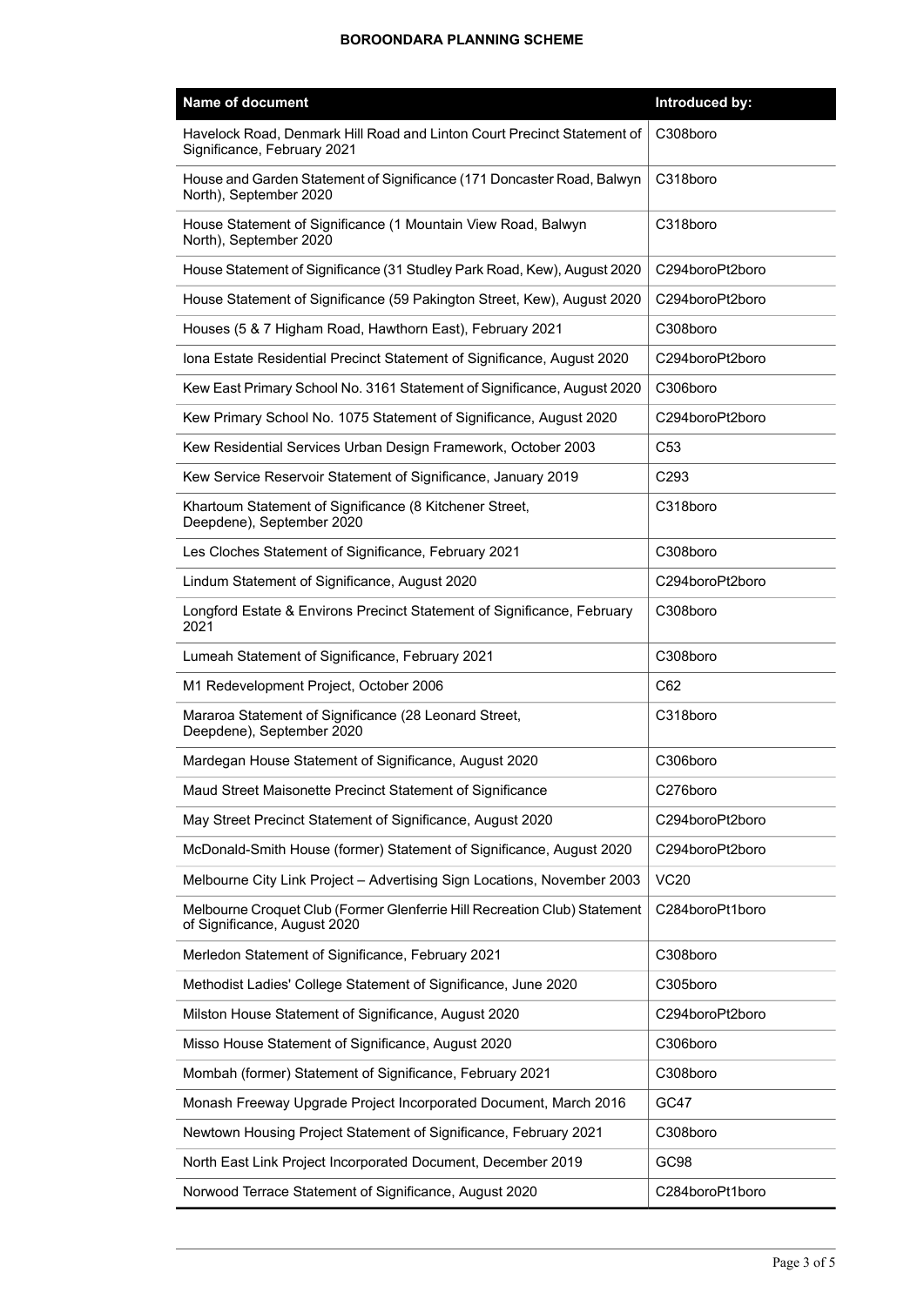| Name of document | Introduced by: |
| --- | --- |
| Havelock Road, Denmark Hill Road and Linton Court Precinct Statement of Significance, February 2021 | C308boro |
| House and Garden Statement of Significance (171 Doncaster Road, Balwyn North), September 2020 | C318boro |
| House Statement of Significance (1 Mountain View Road, Balwyn North), September 2020 | C318boro |
| House Statement of Significance (31 Studley Park Road, Kew), August 2020 | C294boroPt2boro |
| House Statement of Significance (59 Pakington Street, Kew), August 2020 | C294boroPt2boro |
| Houses (5 & 7 Higham Road, Hawthorn East), February 2021 | C308boro |
| Iona Estate Residential Precinct Statement of Significance, August 2020 | C294boroPt2boro |
| Kew East Primary School No. 3161 Statement of Significance, August 2020 | C306boro |
| Kew Primary School No. 1075 Statement of Significance, August 2020 | C294boroPt2boro |
| Kew Residential Services Urban Design Framework, October 2003 | C53 |
| Kew Service Reservoir Statement of Significance, January 2019 | C293 |
| Khartoum Statement of Significance (8 Kitchener Street, Deepdene), September 2020 | C318boro |
| Les Cloches Statement of Significance, February 2021 | C308boro |
| Lindum Statement of Significance, August 2020 | C294boroPt2boro |
| Longford Estate & Environs Precinct Statement of Significance, February 2021 | C308boro |
| Lumeah Statement of Significance, February 2021 | C308boro |
| M1 Redevelopment Project, October 2006 | C62 |
| Mararoa Statement of Significance (28 Leonard Street, Deepdene), September 2020 | C318boro |
| Mardegan House Statement of Significance, August 2020 | C306boro |
| Maud Street Maisonette Precinct Statement of Significance | C276boro |
| May Street Precinct Statement of Significance, August 2020 | C294boroPt2boro |
| McDonald-Smith House (former) Statement of Significance, August 2020 | C294boroPt2boro |
| Melbourne City Link Project – Advertising Sign Locations, November 2003 | VC20 |
| Melbourne Croquet Club (Former Glenferrie Hill Recreation Club) Statement of Significance, August 2020 | C284boroPt1boro |
| Merledon Statement of Significance, February 2021 | C308boro |
| Methodist Ladies' College Statement of Significance, June 2020 | C305boro |
| Milston House Statement of Significance, August 2020 | C294boroPt2boro |
| Misso House Statement of Significance, August 2020 | C306boro |
| Mombah (former) Statement of Significance, February 2021 | C308boro |
| Monash Freeway Upgrade Project Incorporated Document, March 2016 | GC47 |
| Newtown Housing Project Statement of Significance, February 2021 | C308boro |
| North East Link Project Incorporated Document, December 2019 | GC98 |
| Norwood Terrace Statement of Significance, August 2020 | C284boroPt1boro |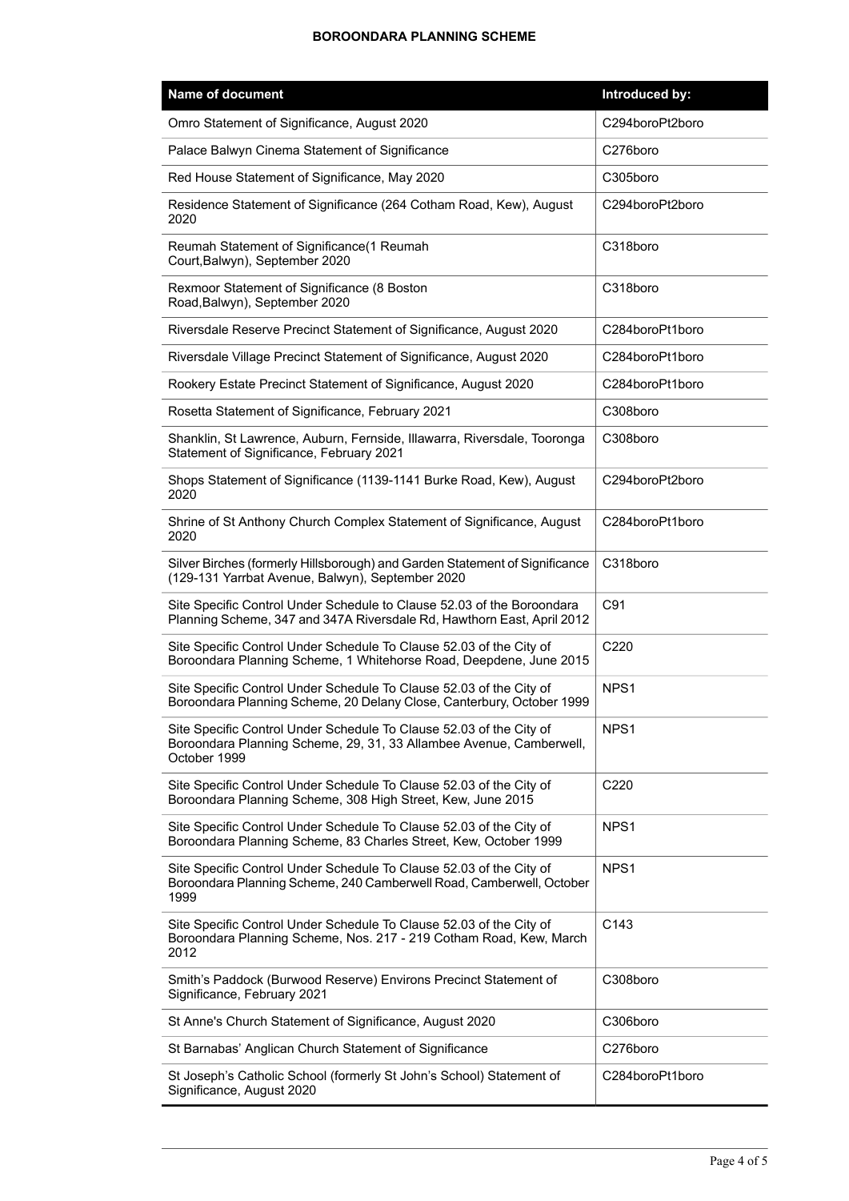| Name of document | Introduced by: |
| --- | --- |
| Omro Statement of Significance, August 2020 | C294boroPt2boro |
| Palace Balwyn Cinema Statement of Significance | C276boro |
| Red House Statement of Significance, May 2020 | C305boro |
| Residence Statement of Significance (264 Cotham Road, Kew), August 2020 | C294boroPt2boro |
| Reumah Statement of Significance(1 Reumah Court,Balwyn), September 2020 | C318boro |
| Rexmoor Statement of Significance (8 Boston Road,Balwyn), September 2020 | C318boro |
| Riversdale Reserve Precinct Statement of Significance, August 2020 | C284boroPt1boro |
| Riversdale Village Precinct Statement of Significance, August 2020 | C284boroPt1boro |
| Rookery Estate Precinct Statement of Significance, August 2020 | C284boroPt1boro |
| Rosetta Statement of Significance, February 2021 | C308boro |
| Shanklin, St Lawrence, Auburn, Fernside, Illawarra, Riversdale, Tooronga Statement of Significance, February 2021 | C308boro |
| Shops Statement of Significance (1139-1141 Burke Road, Kew), August 2020 | C294boroPt2boro |
| Shrine of St Anthony Church Complex Statement of Significance, August 2020 | C284boroPt1boro |
| Silver Birches (formerly Hillsborough) and Garden Statement of Significance (129-131 Yarrbat Avenue, Balwyn), September 2020 | C318boro |
| Site Specific Control Under Schedule to Clause 52.03 of the Boroondara Planning Scheme, 347 and 347A Riversdale Rd, Hawthorn East, April 2012 | C91 |
| Site Specific Control Under Schedule To Clause 52.03 of the City of Boroondara Planning Scheme, 1 Whitehorse Road, Deepdene, June 2015 | C220 |
| Site Specific Control Under Schedule To Clause 52.03 of the City of Boroondara Planning Scheme, 20 Delany Close, Canterbury, October 1999 | NPS1 |
| Site Specific Control Under Schedule To Clause 52.03 of the City of Boroondara Planning Scheme, 29, 31, 33 Allambee Avenue, Camberwell, October 1999 | NPS1 |
| Site Specific Control Under Schedule To Clause 52.03 of the City of Boroondara Planning Scheme, 308 High Street, Kew, June 2015 | C220 |
| Site Specific Control Under Schedule To Clause 52.03 of the City of Boroondara Planning Scheme, 83 Charles Street, Kew, October 1999 | NPS1 |
| Site Specific Control Under Schedule To Clause 52.03 of the City of Boroondara Planning Scheme, 240 Camberwell Road, Camberwell, October 1999 | NPS1 |
| Site Specific Control Under Schedule To Clause 52.03 of the City of Boroondara Planning Scheme, Nos. 217 - 219 Cotham Road, Kew, March 2012 | C143 |
| Smith's Paddock (Burwood Reserve) Environs Precinct Statement of Significance, February 2021 | C308boro |
| St Anne's Church Statement of Significance, August 2020 | C306boro |
| St Barnabas' Anglican Church Statement of Significance | C276boro |
| St Joseph's Catholic School (formerly St John's School) Statement of Significance, August 2020 | C284boroPt1boro |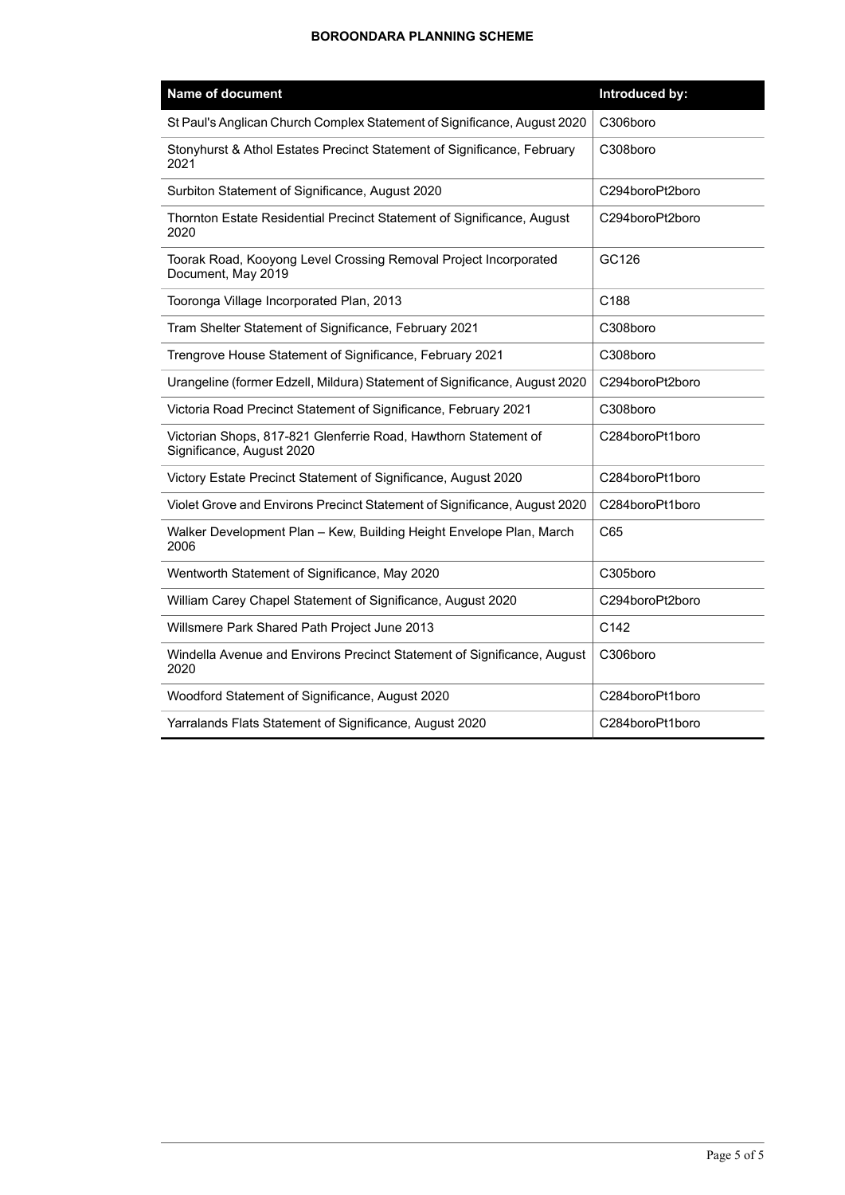| Name of document | Introduced by: |
| --- | --- |
| St Paul's Anglican Church Complex Statement of Significance, August 2020 | C306boro |
| Stonyhurst & Athol Estates Precinct Statement of Significance, February 2021 | C308boro |
| Surbiton Statement of Significance, August 2020 | C294boroPt2boro |
| Thornton Estate Residential Precinct Statement of Significance, August 2020 | C294boroPt2boro |
| Toorak Road, Kooyong Level Crossing Removal Project Incorporated Document, May 2019 | GC126 |
| Tooronga Village Incorporated Plan, 2013 | C188 |
| Tram Shelter Statement of Significance, February 2021 | C308boro |
| Trengrove House Statement of Significance, February 2021 | C308boro |
| Urangeline (former Edzell, Mildura) Statement of Significance, August 2020 | C294boroPt2boro |
| Victoria Road Precinct Statement of Significance, February 2021 | C308boro |
| Victorian Shops, 817-821 Glenferrie Road, Hawthorn Statement of Significance, August 2020 | C284boroPt1boro |
| Victory Estate Precinct Statement of Significance, August 2020 | C284boroPt1boro |
| Violet Grove and Environs Precinct Statement of Significance, August 2020 | C284boroPt1boro |
| Walker Development Plan – Kew, Building Height Envelope Plan, March 2006 | C65 |
| Wentworth Statement of Significance, May 2020 | C305boro |
| William Carey Chapel Statement of Significance, August 2020 | C294boroPt2boro |
| Willsmere Park Shared Path Project June 2013 | C142 |
| Windella Avenue and Environs Precinct Statement of Significance, August 2020 | C306boro |
| Woodford Statement of Significance, August 2020 | C284boroPt1boro |
| Yarralands Flats Statement of Significance, August 2020 | C284boroPt1boro |